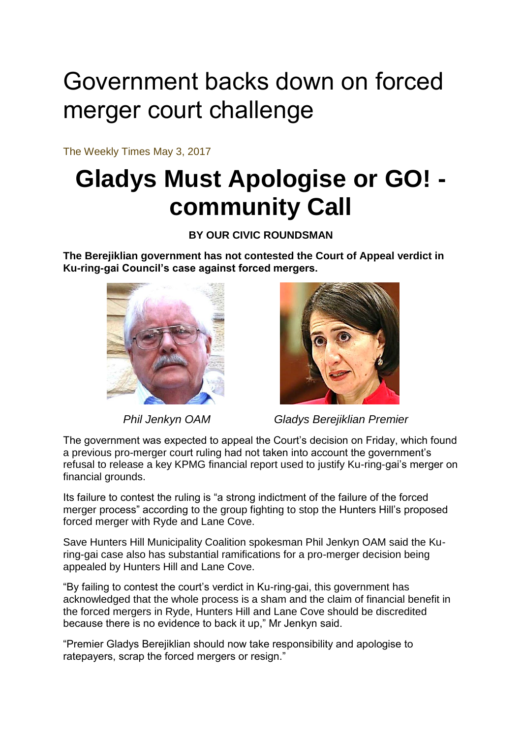# Government backs down on forced merger court challenge

The Weekly Times May 3, 2017

## Gladys Must Apologise or GO! - community Call

**BY OUR CIVIC ROUNDSMAN**

**The Berejiklian government has not contested the Court of Appeal verdict in Ku-ring-gai Council's case against forced mergers.**

*Phil Jenkyn OAM*

*Gladys Berejiklian Premier*

The government was expected to appeal the Court's decision on Friday, which found a previous pro-merger court ruling had not taken into account the government's refusal to release a key KPMG financial report used to justify Ku-ring-gai's merger on financial grounds.

Its failure to contest the ruling is "a strong indictment of the failure of the forced merger process" according to the group fighting to stop the Hunters Hill's proposed forced merger with Ryde and Lane Cove.

Save Hunters Hill Municipality Coalition spokesman Phil Jenkyn OAM said the Ku-ring-gai case also has substantial ramifications for a pro-merger decision being appealed by Hunters Hill and Lane Cove.

"By failing to contest the court's verdict in Ku-ring-gai, this government has acknowledged that the whole process is a sham and the claim of financial benefit in the forced mergers in Ryde, Hunters Hill and Lane Cove should be discredited because there is no evidence to back it up," Mr Jenkyn said.

"Premier Gladys Berejiklian should now take responsibility and apologise to ratepayers, scrap the forced mergers or resign."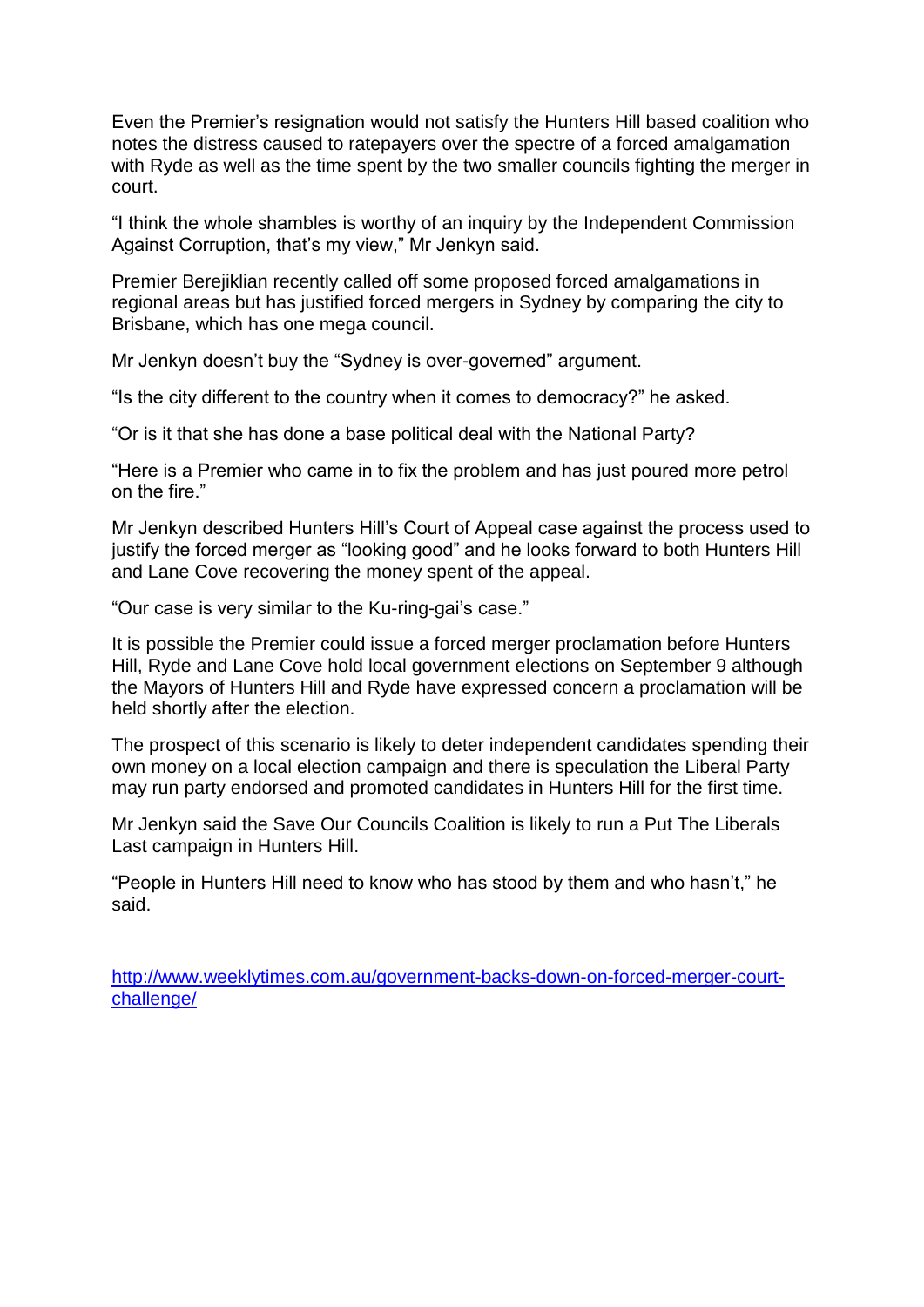Even the Premier's resignation would not satisfy the Hunters Hill based coalition who notes the distress caused to ratepayers over the spectre of a forced amalgamation with Ryde as well as the time spent by the two smaller councils fighting the merger in court.

"I think the whole shambles is worthy of an inquiry by the Independent Commission Against Corruption, that's my view," Mr Jenkyn said.

Premier Berejiklian recently called off some proposed forced amalgamations in regional areas but has justified forced mergers in Sydney by comparing the city to Brisbane, which has one mega council.

Mr Jenkyn doesn't buy the "Sydney is over-governed" argument.

"Is the city different to the country when it comes to democracy?" he asked.

"Or is it that she has done a base political deal with the National Party?

"Here is a Premier who came in to fix the problem and has just poured more petrol on the fire."

Mr Jenkyn described Hunters Hill's Court of Appeal case against the process used to justify the forced merger as "looking good" and he looks forward to both Hunters Hill and Lane Cove recovering the money spent of the appeal.

"Our case is very similar to the Ku-ring-gai's case."

It is possible the Premier could issue a forced merger proclamation before Hunters Hill, Ryde and Lane Cove hold local government elections on September 9 although the Mayors of Hunters Hill and Ryde have expressed concern a proclamation will be held shortly after the election.

The prospect of this scenario is likely to deter independent candidates spending their own money on a local election campaign and there is speculation the Liberal Party may run party endorsed and promoted candidates in Hunters Hill for the first time.

Mr Jenkyn said the Save Our Councils Coalition is likely to run a Put The Liberals Last campaign in Hunters Hill.

"People in Hunters Hill need to know who has stood by them and who hasn't," he said.

[http://www.weeklytimes.com.au/government-backs-down-on-forced-merger-court-challenge/](http://www.weeklytimes.com.au/government-backs-down-on-forced-merger-court-challenge/)